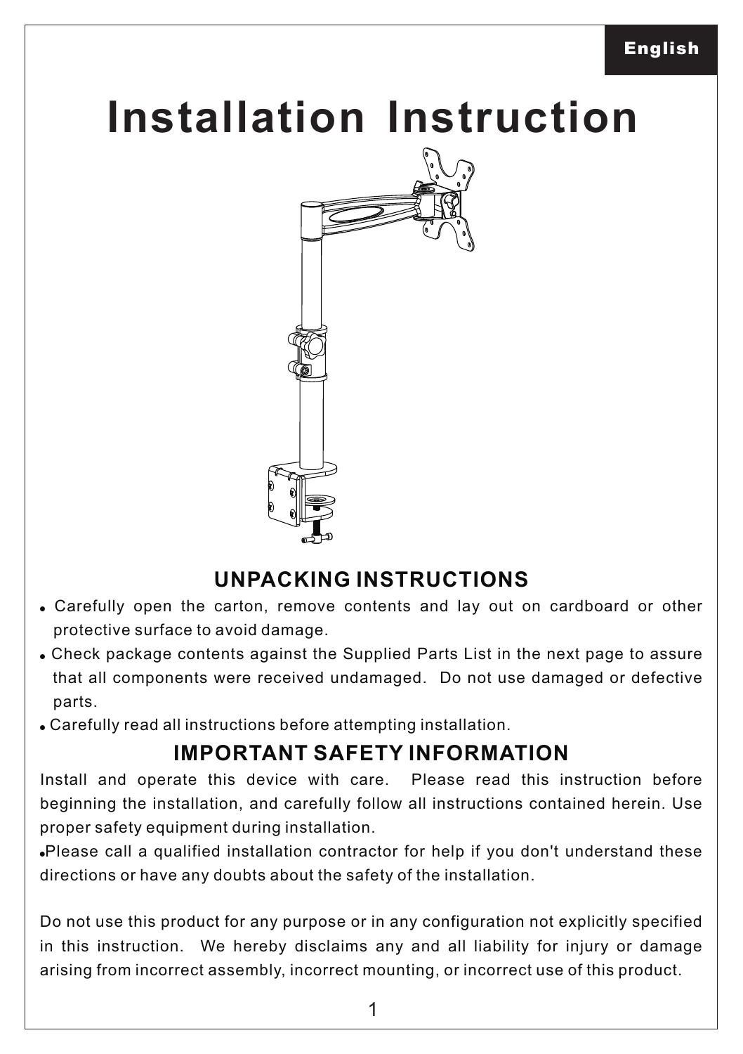English

# Installation Instruction

## UNPACKING INSTRUCTIONS

- Carefully open the carton, remove contents and lay out on cardboard or other protective surface to avoid damage.
- Check package contents against the Supplied Parts List in the next page to assure that all components were received undamaged. Do not use damaged or defective parts.
- Carefully read all instructions before attempting installation.

## IMPORTANT SAFETY INFORMATION

Install and operate this device with care. Please read this instruction before beginning the installation, and carefully follow all instructions contained herein. Use proper safety equipment during installation.

- Please call a qualified installation contractor for help if you don't understand these directions or have any doubts about the safety of the installation.

Do not use this product for any purpose or in any configuration not explicitly specified in this instruction. We hereby disclaims any and all liability for injury or damage arising from incorrect assembly, incorrect mounting, or incorrect use of this product.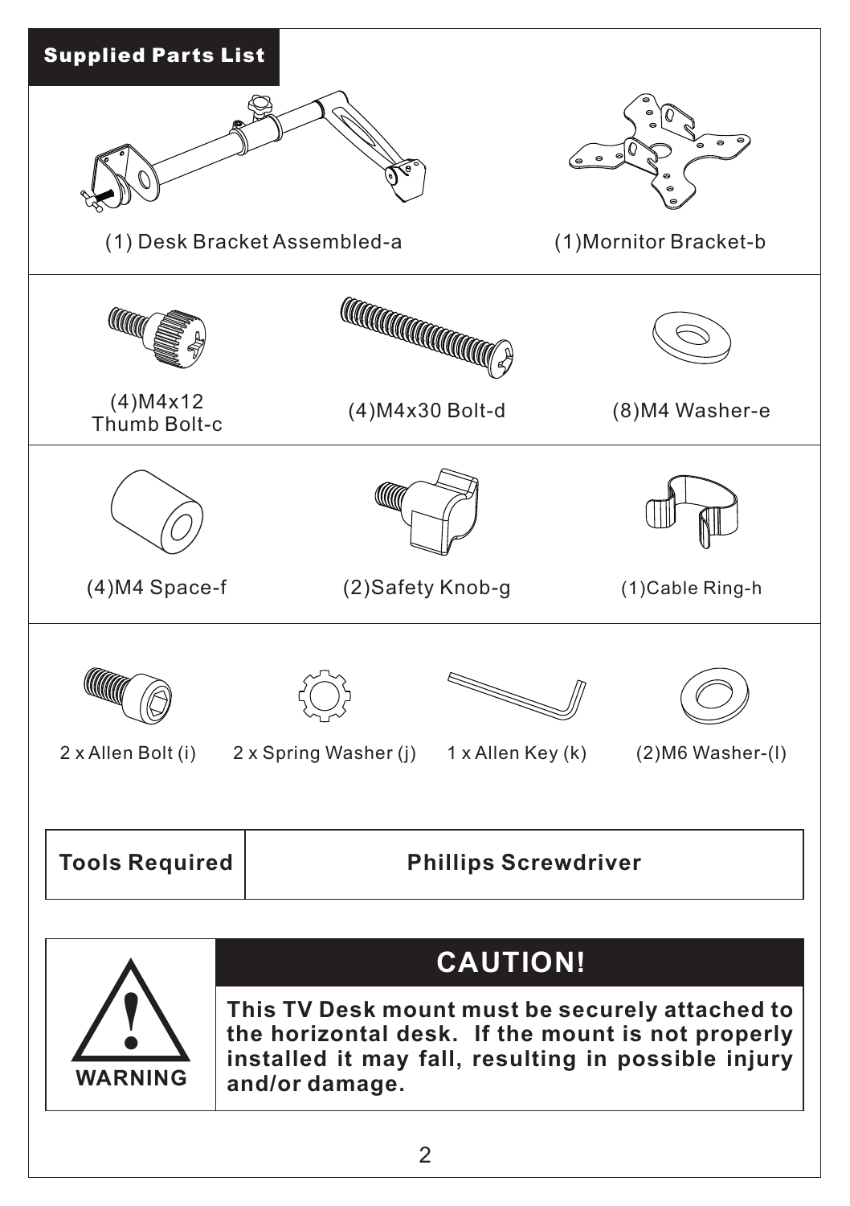## Supplied Parts List

(1) Desk Bracket Assembled-a

(1)Mornitor Bracket-b

(4)M4x12 Thumb Bolt-c

(4)M4x30 Bolt-d

(8)M4 Washer-e

(4)M4 Space-f

(2)Safety Knob-g

(1)Cable Ring-h

2 x Allen Bolt (i)

2 x Spring Washer (j)

1 x Allen Key (k)

(2)M6 Washer-(l)

| **Tools Required** | **Phillips Screwdriver** |
| --- | --- |

**WARNING**

## CAUTION!

**This TV Desk mount must be securely attached to the horizontal desk. If the mount is not properly installed it may fall, resulting in possible injury and/or damage.**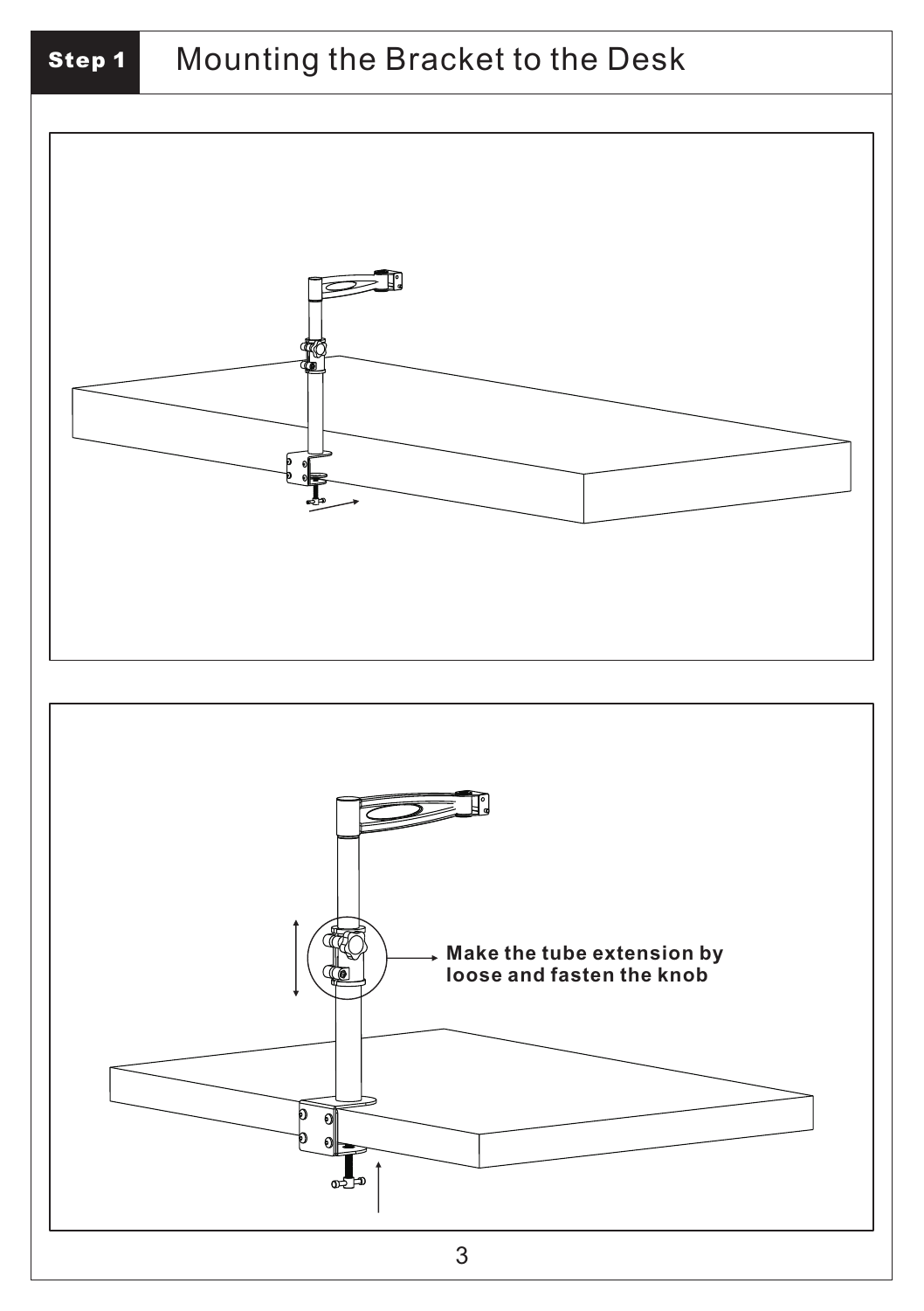## Step 1 Mounting the Bracket to the Desk

Make the tube extension by loose and fasten the knob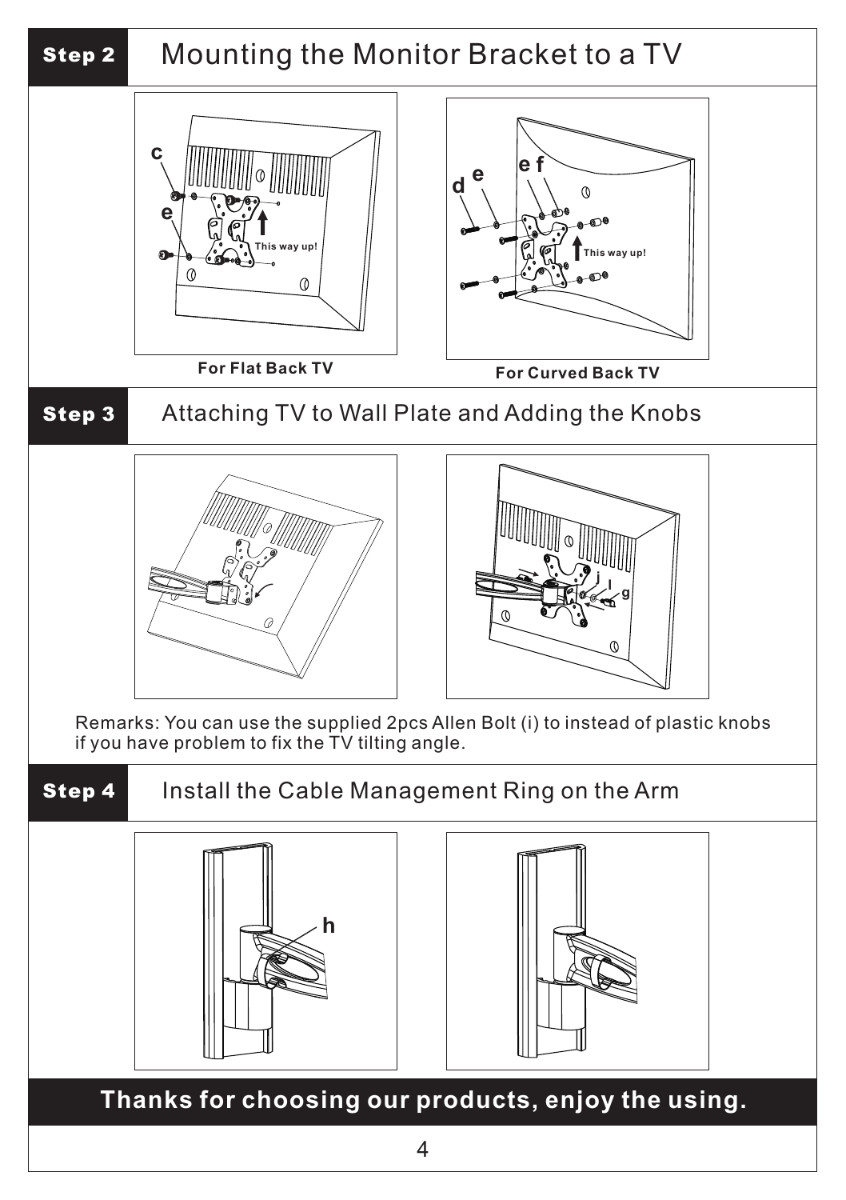## Step 2 Mounting the Monitor Bracket to a TV

c

e

This way up!

For Flat Back TV

d e e f

This way up!

For Curved Back TV

## Step 3 Attaching TV to Wall Plate and Adding the Knobs

j i g

Remarks: You can use the supplied 2pcs Allen Bolt (i) to instead of plastic knobs if you have problem to fix the TV tilting angle.

## Step 4 Install the Cable Management Ring on the Arm

h

**Thanks for choosing our products, enjoy the using.**